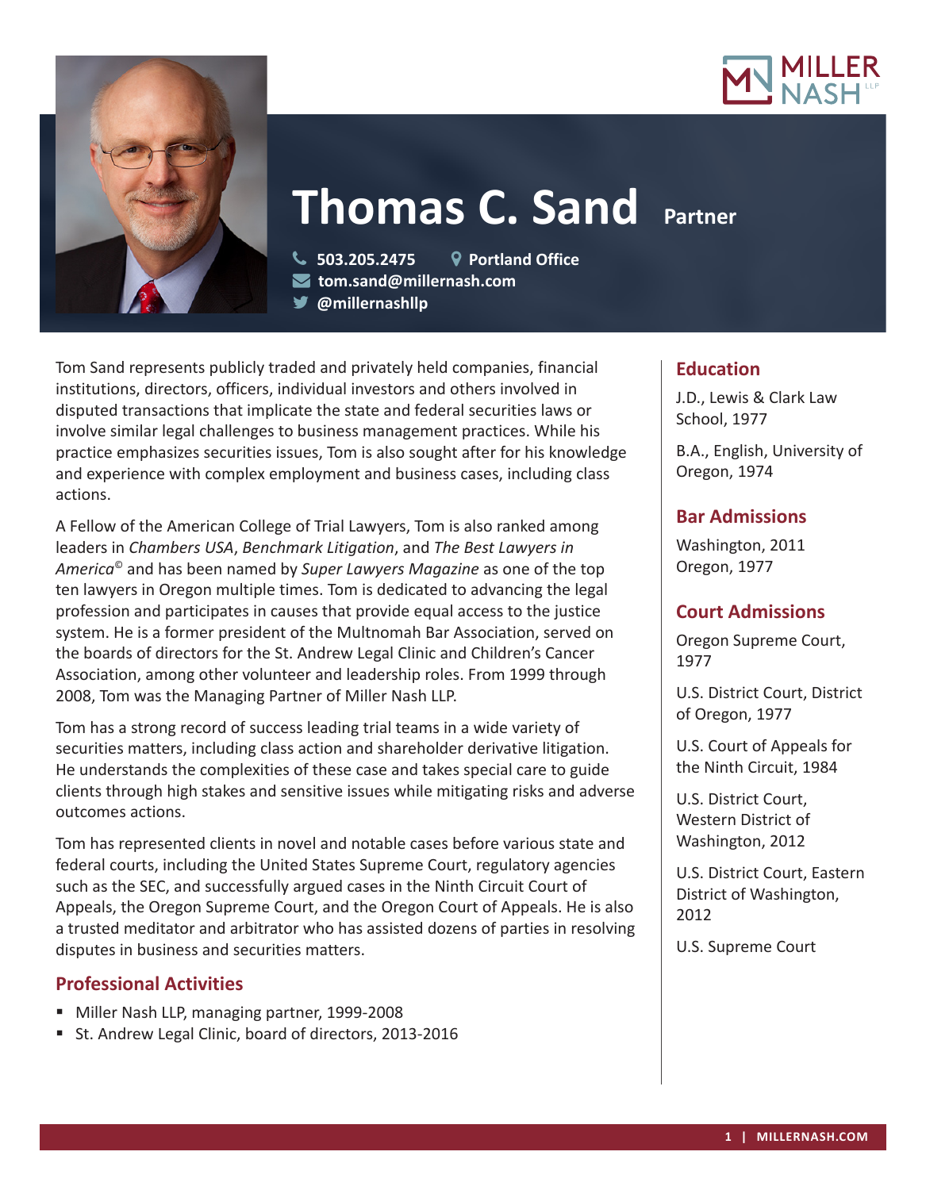# Thomas C. Sand

**Partner**

503.205.2475 | Portland Office
tom.sand@millernash.com
@millernashllp

Tom Sand represents publicly traded and privately held companies, financial institutions, directors, officers, individual investors and others involved in disputed transactions that implicate the state and federal securities laws or involve similar legal challenges to business management practices. While his practice emphasizes securities issues, Tom is also sought after for his knowledge and experience with complex employment and business cases, including class actions.

A Fellow of the American College of Trial Lawyers, Tom is also ranked among leaders in *Chambers USA*, *Benchmark Litigation*, and *The Best Lawyers in America*© and has been named by *Super Lawyers Magazine* as one of the top ten lawyers in Oregon multiple times. Tom is dedicated to advancing the legal profession and participates in causes that provide equal access to the justice system. He is a former president of the Multnomah Bar Association, served on the boards of directors for the St. Andrew Legal Clinic and Children's Cancer Association, among other volunteer and leadership roles. From 1999 through 2008, Tom was the Managing Partner of Miller Nash LLP.

Tom has a strong record of success leading trial teams in a wide variety of securities matters, including class action and shareholder derivative litigation. He understands the complexities of these case and takes special care to guide clients through high stakes and sensitive issues while mitigating risks and adverse outcomes actions.

Tom has represented clients in novel and notable cases before various state and federal courts, including the United States Supreme Court, regulatory agencies such as the SEC, and successfully argued cases in the Ninth Circuit Court of Appeals, the Oregon Supreme Court, and the Oregon Court of Appeals. He is also a trusted meditator and arbitrator who has assisted dozens of parties in resolving disputes in business and securities matters.

## Professional Activities

- Miller Nash LLP, managing partner, 1999-2008
- St. Andrew Legal Clinic, board of directors, 2013-2016

## Education

J.D., Lewis & Clark Law School, 1977

B.A., English, University of Oregon, 1974

## Bar Admissions

Washington, 2011
Oregon, 1977

## Court Admissions

Oregon Supreme Court, 1977

U.S. District Court, District of Oregon, 1977

U.S. Court of Appeals for the Ninth Circuit, 1984

U.S. District Court, Western District of Washington, 2012

U.S. District Court, Eastern District of Washington, 2012

U.S. Supreme Court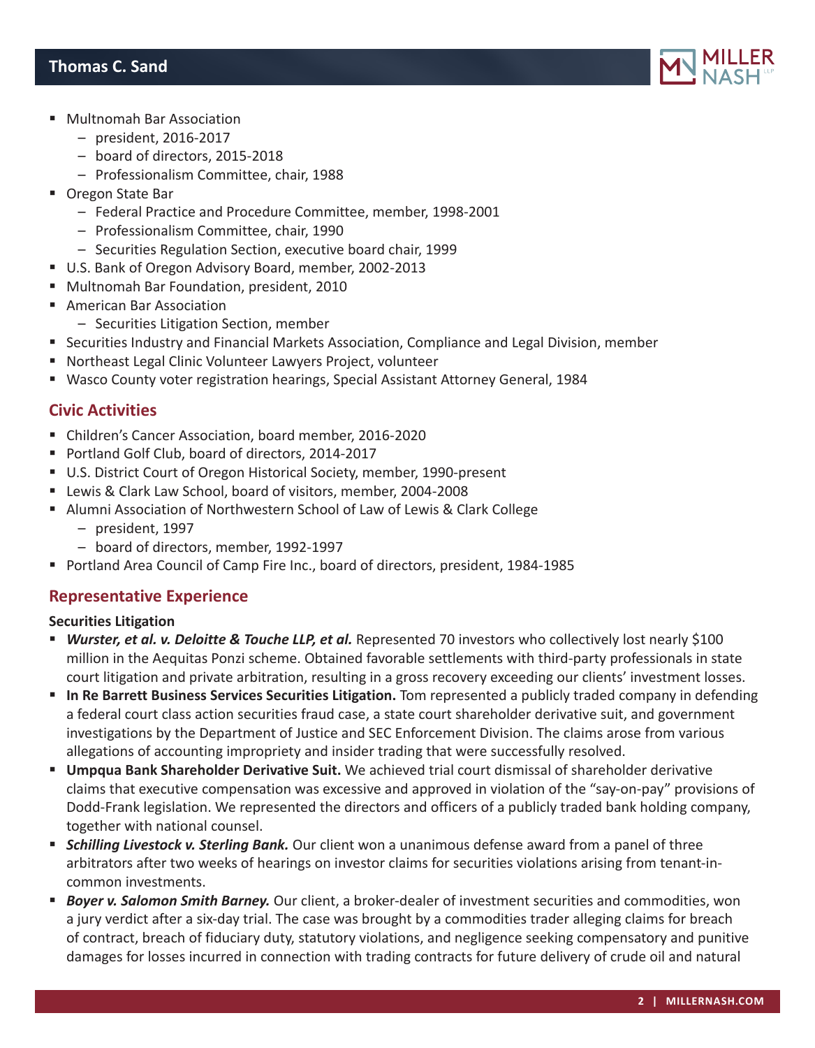- Multnomah Bar Association
  - president, 2016-2017
  - board of directors, 2015-2018
  - Professionalism Committee, chair, 1988
- Oregon State Bar
  - Federal Practice and Procedure Committee, member, 1998-2001
  - Professionalism Committee, chair, 1990
  - Securities Regulation Section, executive board chair, 1999
- U.S. Bank of Oregon Advisory Board, member, 2002-2013
- Multnomah Bar Foundation, president, 2010
- American Bar Association
  - Securities Litigation Section, member
- Securities Industry and Financial Markets Association, Compliance and Legal Division, member
- Northeast Legal Clinic Volunteer Lawyers Project, volunteer
- Wasco County voter registration hearings, Special Assistant Attorney General, 1984

## Civic Activities

- Children's Cancer Association, board member, 2016-2020
- Portland Golf Club, board of directors, 2014-2017
- U.S. District Court of Oregon Historical Society, member, 1990-present
- Lewis & Clark Law School, board of visitors, member, 2004-2008
- Alumni Association of Northwestern School of Law of Lewis & Clark College
  - president, 1997
  - board of directors, member, 1992-1997
- Portland Area Council of Camp Fire Inc., board of directors, president, 1984-1985

## Representative Experience

**Securities Litigation**

- ***Wurster, et al. v. Deloitte & Touche LLP, et al.*** Represented 70 investors who collectively lost nearly $100 million in the Aequitas Ponzi scheme. Obtained favorable settlements with third-party professionals in state court litigation and private arbitration, resulting in a gross recovery exceeding our clients' investment losses.
- **In Re Barrett Business Services Securities Litigation.** Tom represented a publicly traded company in defending a federal court class action securities fraud case, a state court shareholder derivative suit, and government investigations by the Department of Justice and SEC Enforcement Division. The claims arose from various allegations of accounting impropriety and insider trading that were successfully resolved.
- **Umpqua Bank Shareholder Derivative Suit.** We achieved trial court dismissal of shareholder derivative claims that executive compensation was excessive and approved in violation of the "say-on-pay" provisions of Dodd-Frank legislation. We represented the directors and officers of a publicly traded bank holding company, together with national counsel.
- ***Schilling Livestock v. Sterling Bank.*** Our client won a unanimous defense award from a panel of three arbitrators after two weeks of hearings on investor claims for securities violations arising from tenant-in-common investments.
- ***Boyer v. Salomon Smith Barney.*** Our client, a broker-dealer of investment securities and commodities, won a jury verdict after a six-day trial. The case was brought by a commodities trader alleging claims for breach of contract, breach of fiduciary duty, statutory violations, and negligence seeking compensatory and punitive damages for losses incurred in connection with trading contracts for future delivery of crude oil and natural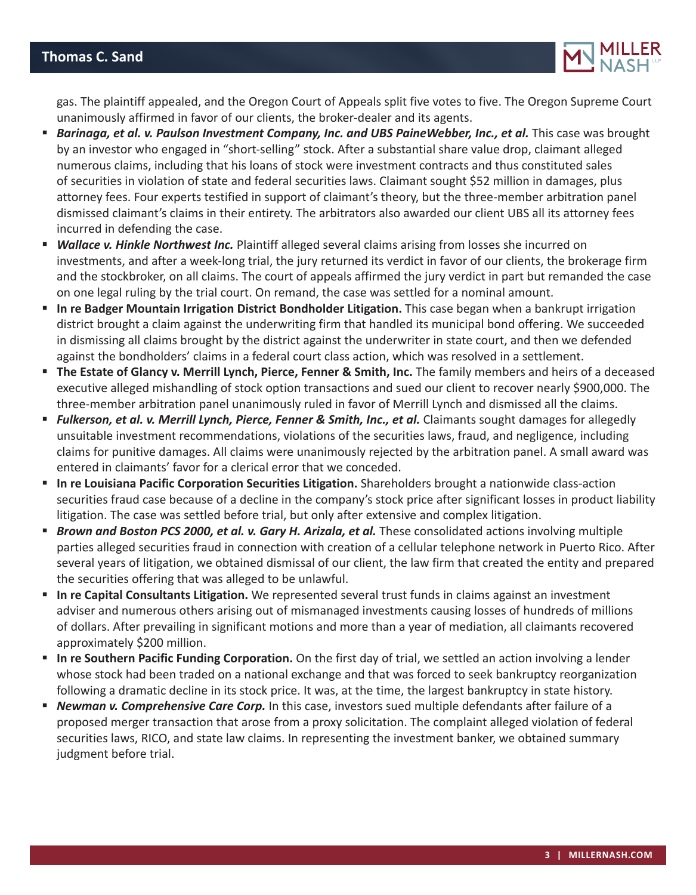gas. The plaintiff appealed, and the Oregon Court of Appeals split five votes to five. The Oregon Supreme Court unanimously affirmed in favor of our clients, the broker-dealer and its agents.

- ***Barinaga, et al. v. Paulson Investment Company, Inc. and UBS PaineWebber, Inc., et al.*** This case was brought by an investor who engaged in "short-selling" stock. After a substantial share value drop, claimant alleged numerous claims, including that his loans of stock were investment contracts and thus constituted sales of securities in violation of state and federal securities laws. Claimant sought $52 million in damages, plus attorney fees. Four experts testified in support of claimant's theory, but the three-member arbitration panel dismissed claimant's claims in their entirety. The arbitrators also awarded our client UBS all its attorney fees incurred in defending the case.
- ***Wallace v. Hinkle Northwest Inc.*** Plaintiff alleged several claims arising from losses she incurred on investments, and after a week-long trial, the jury returned its verdict in favor of our clients, the brokerage firm and the stockbroker, on all claims. The court of appeals affirmed the jury verdict in part but remanded the case on one legal ruling by the trial court. On remand, the case was settled for a nominal amount.
- **In re Badger Mountain Irrigation District Bondholder Litigation.** This case began when a bankrupt irrigation district brought a claim against the underwriting firm that handled its municipal bond offering. We succeeded in dismissing all claims brought by the district against the underwriter in state court, and then we defended against the bondholders' claims in a federal court class action, which was resolved in a settlement.
- **The Estate of Glancy v. Merrill Lynch, Pierce, Fenner & Smith, Inc.** The family members and heirs of a deceased executive alleged mishandling of stock option transactions and sued our client to recover nearly $900,000. The three-member arbitration panel unanimously ruled in favor of Merrill Lynch and dismissed all the claims.
- ***Fulkerson, et al. v. Merrill Lynch, Pierce, Fenner & Smith, Inc., et al.*** Claimants sought damages for allegedly unsuitable investment recommendations, violations of the securities laws, fraud, and negligence, including claims for punitive damages. All claims were unanimously rejected by the arbitration panel. A small award was entered in claimants' favor for a clerical error that we conceded.
- **In re Louisiana Pacific Corporation Securities Litigation.** Shareholders brought a nationwide class-action securities fraud case because of a decline in the company's stock price after significant losses in product liability litigation. The case was settled before trial, but only after extensive and complex litigation.
- ***Brown and Boston PCS 2000, et al. v. Gary H. Arizala, et al.*** These consolidated actions involving multiple parties alleged securities fraud in connection with creation of a cellular telephone network in Puerto Rico. After several years of litigation, we obtained dismissal of our client, the law firm that created the entity and prepared the securities offering that was alleged to be unlawful.
- **In re Capital Consultants Litigation.** We represented several trust funds in claims against an investment adviser and numerous others arising out of mismanaged investments causing losses of hundreds of millions of dollars. After prevailing in significant motions and more than a year of mediation, all claimants recovered approximately $200 million.
- **In re Southern Pacific Funding Corporation.** On the first day of trial, we settled an action involving a lender whose stock had been traded on a national exchange and that was forced to seek bankruptcy reorganization following a dramatic decline in its stock price. It was, at the time, the largest bankruptcy in state history.
- ***Newman v. Comprehensive Care Corp.*** In this case, investors sued multiple defendants after failure of a proposed merger transaction that arose from a proxy solicitation. The complaint alleged violation of federal securities laws, RICO, and state law claims. In representing the investment banker, we obtained summary judgment before trial.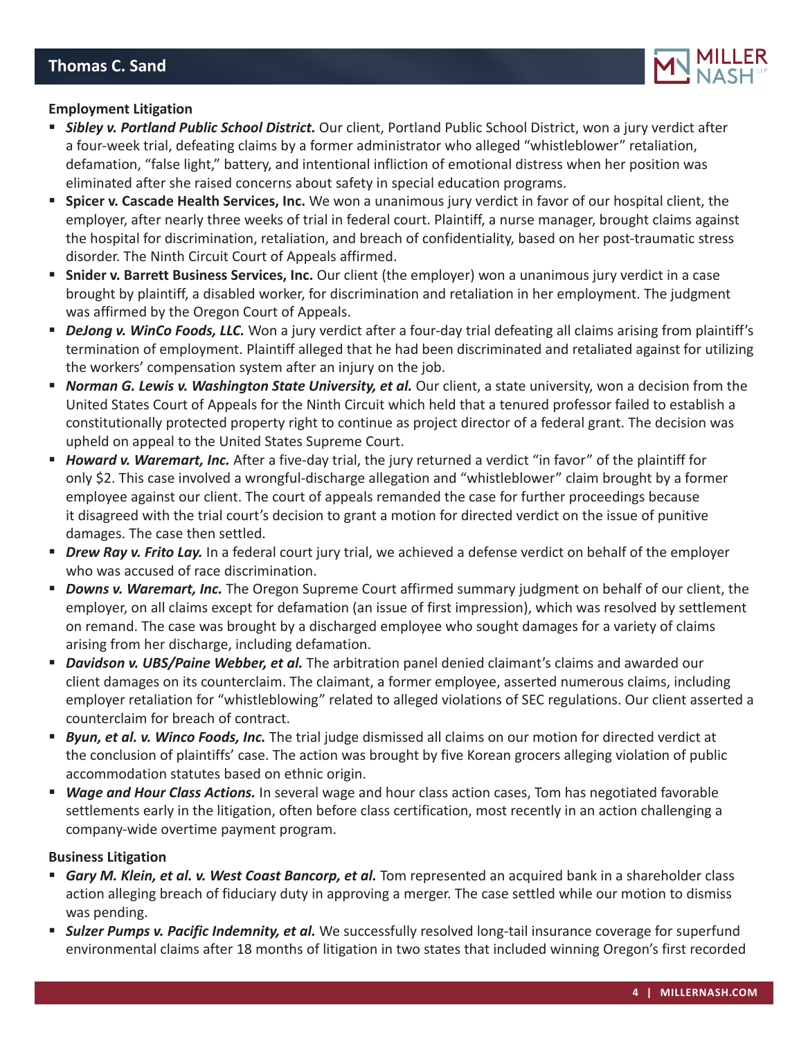**Employment Litigation**

- ***Sibley v. Portland Public School District.*** Our client, Portland Public School District, won a jury verdict after a four-week trial, defeating claims by a former administrator who alleged "whistleblower" retaliation, defamation, "false light," battery, and intentional infliction of emotional distress when her position was eliminated after she raised concerns about safety in special education programs.
- **Spicer v. Cascade Health Services, Inc.** We won a unanimous jury verdict in favor of our hospital client, the employer, after nearly three weeks of trial in federal court. Plaintiff, a nurse manager, brought claims against the hospital for discrimination, retaliation, and breach of confidentiality, based on her post-traumatic stress disorder. The Ninth Circuit Court of Appeals affirmed.
- **Snider v. Barrett Business Services, Inc.** Our client (the employer) won a unanimous jury verdict in a case brought by plaintiff, a disabled worker, for discrimination and retaliation in her employment. The judgment was affirmed by the Oregon Court of Appeals.
- ***DeJong v. WinCo Foods, LLC.*** Won a jury verdict after a four-day trial defeating all claims arising from plaintiff's termination of employment. Plaintiff alleged that he had been discriminated and retaliated against for utilizing the workers' compensation system after an injury on the job.
- ***Norman G. Lewis v. Washington State University, et al.*** Our client, a state university, won a decision from the United States Court of Appeals for the Ninth Circuit which held that a tenured professor failed to establish a constitutionally protected property right to continue as project director of a federal grant. The decision was upheld on appeal to the United States Supreme Court.
- ***Howard v. Waremart, Inc.*** After a five-day trial, the jury returned a verdict "in favor" of the plaintiff for only $2. This case involved a wrongful-discharge allegation and "whistleblower" claim brought by a former employee against our client. The court of appeals remanded the case for further proceedings because it disagreed with the trial court's decision to grant a motion for directed verdict on the issue of punitive damages. The case then settled.
- ***Drew Ray v. Frito Lay.*** In a federal court jury trial, we achieved a defense verdict on behalf of the employer who was accused of race discrimination.
- ***Downs v. Waremart, Inc.*** The Oregon Supreme Court affirmed summary judgment on behalf of our client, the employer, on all claims except for defamation (an issue of first impression), which was resolved by settlement on remand. The case was brought by a discharged employee who sought damages for a variety of claims arising from her discharge, including defamation.
- ***Davidson v. UBS/Paine Webber, et al.*** The arbitration panel denied claimant's claims and awarded our client damages on its counterclaim. The claimant, a former employee, asserted numerous claims, including employer retaliation for "whistleblowing" related to alleged violations of SEC regulations. Our client asserted a counterclaim for breach of contract.
- ***Byun, et al. v. Winco Foods, Inc.*** The trial judge dismissed all claims on our motion for directed verdict at the conclusion of plaintiffs' case. The action was brought by five Korean grocers alleging violation of public accommodation statutes based on ethnic origin.
- ***Wage and Hour Class Actions.*** In several wage and hour class action cases, Tom has negotiated favorable settlements early in the litigation, often before class certification, most recently in an action challenging a company-wide overtime payment program.

**Business Litigation**

- ***Gary M. Klein, et al. v. West Coast Bancorp, et al.*** Tom represented an acquired bank in a shareholder class action alleging breach of fiduciary duty in approving a merger. The case settled while our motion to dismiss was pending.
- ***Sulzer Pumps v. Pacific Indemnity, et al.*** We successfully resolved long-tail insurance coverage for superfund environmental claims after 18 months of litigation in two states that included winning Oregon's first recorded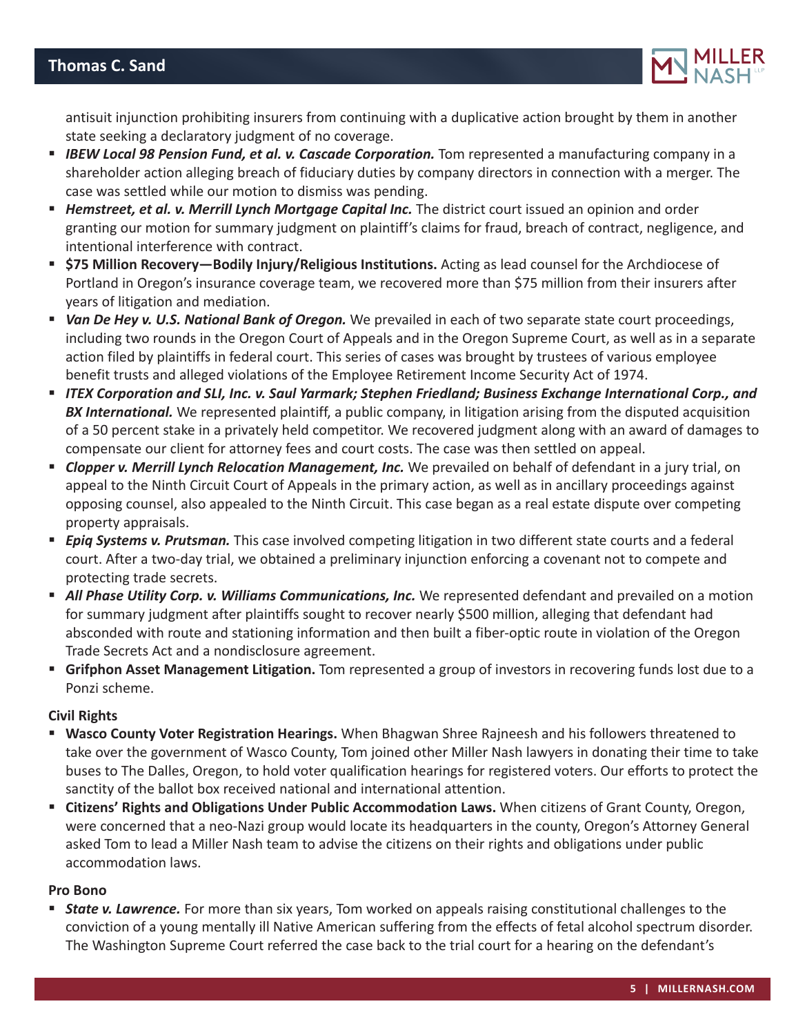antisuit injunction prohibiting insurers from continuing with a duplicative action brought by them in another state seeking a declaratory judgment of no coverage.

- ***IBEW Local 98 Pension Fund, et al. v. Cascade Corporation.*** Tom represented a manufacturing company in a shareholder action alleging breach of fiduciary duties by company directors in connection with a merger. The case was settled while our motion to dismiss was pending.
- ***Hemstreet, et al. v. Merrill Lynch Mortgage Capital Inc.*** The district court issued an opinion and order granting our motion for summary judgment on plaintiff's claims for fraud, breach of contract, negligence, and intentional interference with contract.
- **$75 Million Recovery—Bodily Injury/Religious Institutions.** Acting as lead counsel for the Archdiocese of Portland in Oregon's insurance coverage team, we recovered more than $75 million from their insurers after years of litigation and mediation.
- ***Van De Hey v. U.S. National Bank of Oregon.*** We prevailed in each of two separate state court proceedings, including two rounds in the Oregon Court of Appeals and in the Oregon Supreme Court, as well as in a separate action filed by plaintiffs in federal court. This series of cases was brought by trustees of various employee benefit trusts and alleged violations of the Employee Retirement Income Security Act of 1974.
- ***ITEX Corporation and SLI, Inc. v. Saul Yarmark; Stephen Friedland; Business Exchange International Corp., and BX International.*** We represented plaintiff, a public company, in litigation arising from the disputed acquisition of a 50 percent stake in a privately held competitor. We recovered judgment along with an award of damages to compensate our client for attorney fees and court costs. The case was then settled on appeal.
- ***Clopper v. Merrill Lynch Relocation Management, Inc.*** We prevailed on behalf of defendant in a jury trial, on appeal to the Ninth Circuit Court of Appeals in the primary action, as well as in ancillary proceedings against opposing counsel, also appealed to the Ninth Circuit. This case began as a real estate dispute over competing property appraisals.
- ***Epiq Systems v. Prutsman.*** This case involved competing litigation in two different state courts and a federal court. After a two-day trial, we obtained a preliminary injunction enforcing a covenant not to compete and protecting trade secrets.
- ***All Phase Utility Corp. v. Williams Communications, Inc.*** We represented defendant and prevailed on a motion for summary judgment after plaintiffs sought to recover nearly $500 million, alleging that defendant had absconded with route and stationing information and then built a fiber-optic route in violation of the Oregon Trade Secrets Act and a nondisclosure agreement.
- **Grifphon Asset Management Litigation.** Tom represented a group of investors in recovering funds lost due to a Ponzi scheme.

### Civil Rights

- **Wasco County Voter Registration Hearings.** When Bhagwan Shree Rajneesh and his followers threatened to take over the government of Wasco County, Tom joined other Miller Nash lawyers in donating their time to take buses to The Dalles, Oregon, to hold voter qualification hearings for registered voters. Our efforts to protect the sanctity of the ballot box received national and international attention.
- **Citizens' Rights and Obligations Under Public Accommodation Laws.** When citizens of Grant County, Oregon, were concerned that a neo-Nazi group would locate its headquarters in the county, Oregon's Attorney General asked Tom to lead a Miller Nash team to advise the citizens on their rights and obligations under public accommodation laws.

### Pro Bono

- ***State v. Lawrence.*** For more than six years, Tom worked on appeals raising constitutional challenges to the conviction of a young mentally ill Native American suffering from the effects of fetal alcohol spectrum disorder. The Washington Supreme Court referred the case back to the trial court for a hearing on the defendant's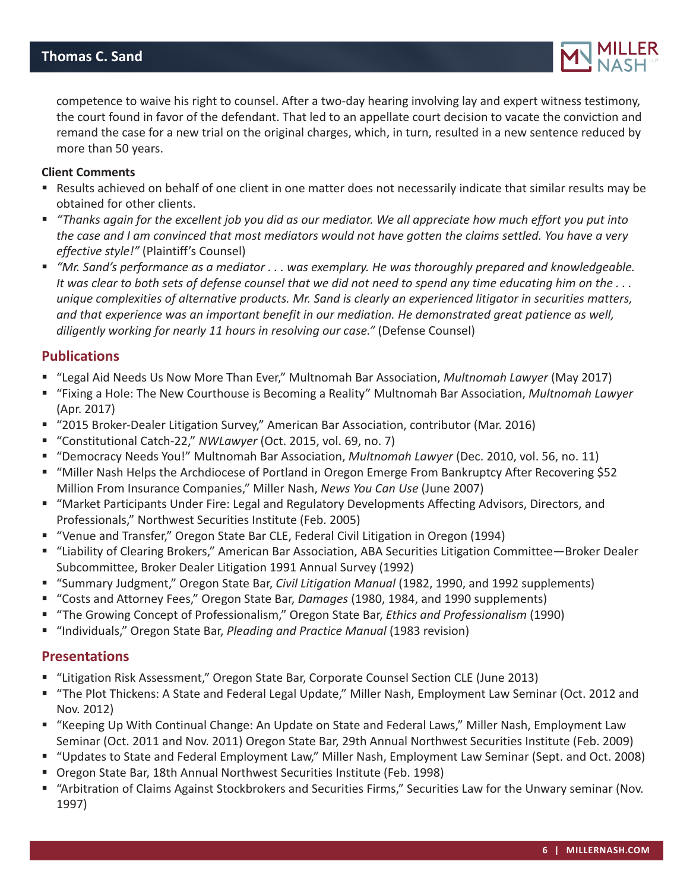competence to waive his right to counsel. After a two-day hearing involving lay and expert witness testimony, the court found in favor of the defendant. That led to an appellate court decision to vacate the conviction and remand the case for a new trial on the original charges, which, in turn, resulted in a new sentence reduced by more than 50 years.

**Client Comments**

- Results achieved on behalf of one client in one matter does not necessarily indicate that similar results may be obtained for other clients.
- *"Thanks again for the excellent job you did as our mediator. We all appreciate how much effort you put into the case and I am convinced that most mediators would not have gotten the claims settled. You have a very effective style!"* (Plaintiff's Counsel)
- *"Mr. Sand's performance as a mediator . . . was exemplary. He was thoroughly prepared and knowledgeable. It was clear to both sets of defense counsel that we did not need to spend any time educating him on the . . . unique complexities of alternative products. Mr. Sand is clearly an experienced litigator in securities matters, and that experience was an important benefit in our mediation. He demonstrated great patience as well, diligently working for nearly 11 hours in resolving our case."* (Defense Counsel)

## Publications

- "Legal Aid Needs Us Now More Than Ever," Multnomah Bar Association, *Multnomah Lawyer* (May 2017)
- "Fixing a Hole: The New Courthouse is Becoming a Reality" Multnomah Bar Association, *Multnomah Lawyer* (Apr. 2017)
- "2015 Broker-Dealer Litigation Survey," American Bar Association, contributor (Mar. 2016)
- "Constitutional Catch-22," *NWLawyer* (Oct. 2015, vol. 69, no. 7)
- "Democracy Needs You!" Multnomah Bar Association, *Multnomah Lawyer* (Dec. 2010, vol. 56, no. 11)
- "Miller Nash Helps the Archdiocese of Portland in Oregon Emerge From Bankruptcy After Recovering $52 Million From Insurance Companies," Miller Nash, *News You Can Use* (June 2007)
- "Market Participants Under Fire: Legal and Regulatory Developments Affecting Advisors, Directors, and Professionals," Northwest Securities Institute (Feb. 2005)
- "Venue and Transfer," Oregon State Bar CLE, Federal Civil Litigation in Oregon (1994)
- "Liability of Clearing Brokers," American Bar Association, ABA Securities Litigation Committee—Broker Dealer Subcommittee, Broker Dealer Litigation 1991 Annual Survey (1992)
- "Summary Judgment," Oregon State Bar, *Civil Litigation Manual* (1982, 1990, and 1992 supplements)
- "Costs and Attorney Fees," Oregon State Bar, *Damages* (1980, 1984, and 1990 supplements)
- "The Growing Concept of Professionalism," Oregon State Bar, *Ethics and Professionalism* (1990)
- "Individuals," Oregon State Bar, *Pleading and Practice Manual* (1983 revision)

## Presentations

- "Litigation Risk Assessment," Oregon State Bar, Corporate Counsel Section CLE (June 2013)
- "The Plot Thickens: A State and Federal Legal Update," Miller Nash, Employment Law Seminar (Oct. 2012 and Nov. 2012)
- "Keeping Up With Continual Change: An Update on State and Federal Laws," Miller Nash, Employment Law Seminar (Oct. 2011 and Nov. 2011) Oregon State Bar, 29th Annual Northwest Securities Institute (Feb. 2009)
- "Updates to State and Federal Employment Law," Miller Nash, Employment Law Seminar (Sept. and Oct. 2008)
- Oregon State Bar, 18th Annual Northwest Securities Institute (Feb. 1998)
- "Arbitration of Claims Against Stockbrokers and Securities Firms," Securities Law for the Unwary seminar (Nov. 1997)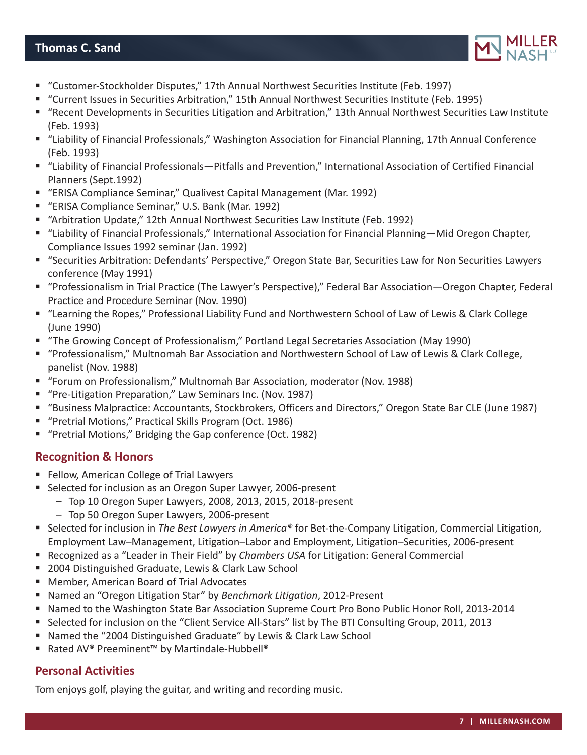- "Customer-Stockholder Disputes," 17th Annual Northwest Securities Institute (Feb. 1997)
- "Current Issues in Securities Arbitration," 15th Annual Northwest Securities Institute (Feb. 1995)
- "Recent Developments in Securities Litigation and Arbitration," 13th Annual Northwest Securities Law Institute (Feb. 1993)
- "Liability of Financial Professionals," Washington Association for Financial Planning, 17th Annual Conference (Feb. 1993)
- "Liability of Financial Professionals—Pitfalls and Prevention," International Association of Certified Financial Planners (Sept.1992)
- "ERISA Compliance Seminar," Qualivest Capital Management (Mar. 1992)
- "ERISA Compliance Seminar," U.S. Bank (Mar. 1992)
- "Arbitration Update," 12th Annual Northwest Securities Law Institute (Feb. 1992)
- "Liability of Financial Professionals," International Association for Financial Planning—Mid Oregon Chapter, Compliance Issues 1992 seminar (Jan. 1992)
- "Securities Arbitration: Defendants' Perspective," Oregon State Bar, Securities Law for Non Securities Lawyers conference (May 1991)
- "Professionalism in Trial Practice (The Lawyer's Perspective)," Federal Bar Association—Oregon Chapter, Federal Practice and Procedure Seminar (Nov. 1990)
- "Learning the Ropes," Professional Liability Fund and Northwestern School of Law of Lewis & Clark College (June 1990)
- "The Growing Concept of Professionalism," Portland Legal Secretaries Association (May 1990)
- "Professionalism," Multnomah Bar Association and Northwestern School of Law of Lewis & Clark College, panelist (Nov. 1988)
- "Forum on Professionalism," Multnomah Bar Association, moderator (Nov. 1988)
- "Pre-Litigation Preparation," Law Seminars Inc. (Nov. 1987)
- "Business Malpractice: Accountants, Stockbrokers, Officers and Directors," Oregon State Bar CLE (June 1987)
- "Pretrial Motions," Practical Skills Program (Oct. 1986)
- "Pretrial Motions," Bridging the Gap conference (Oct. 1982)

## Recognition & Honors

- Fellow, American College of Trial Lawyers
- Selected for inclusion as an Oregon Super Lawyer, 2006-present
  - Top 10 Oregon Super Lawyers, 2008, 2013, 2015, 2018-present
  - Top 50 Oregon Super Lawyers, 2006-present
- Selected for inclusion in *The Best Lawyers in America®* for Bet-the-Company Litigation, Commercial Litigation, Employment Law–Management, Litigation–Labor and Employment, Litigation–Securities, 2006-present
- Recognized as a "Leader in Their Field" by *Chambers USA* for Litigation: General Commercial
- 2004 Distinguished Graduate, Lewis & Clark Law School
- Member, American Board of Trial Advocates
- Named an "Oregon Litigation Star" by *Benchmark Litigation*, 2012-Present
- Named to the Washington State Bar Association Supreme Court Pro Bono Public Honor Roll, 2013-2014
- Selected for inclusion on the "Client Service All-Stars" list by The BTI Consulting Group, 2011, 2013
- Named the "2004 Distinguished Graduate" by Lewis & Clark Law School
- Rated AV® Preeminent™ by Martindale-Hubbell®

## Personal Activities

Tom enjoys golf, playing the guitar, and writing and recording music.